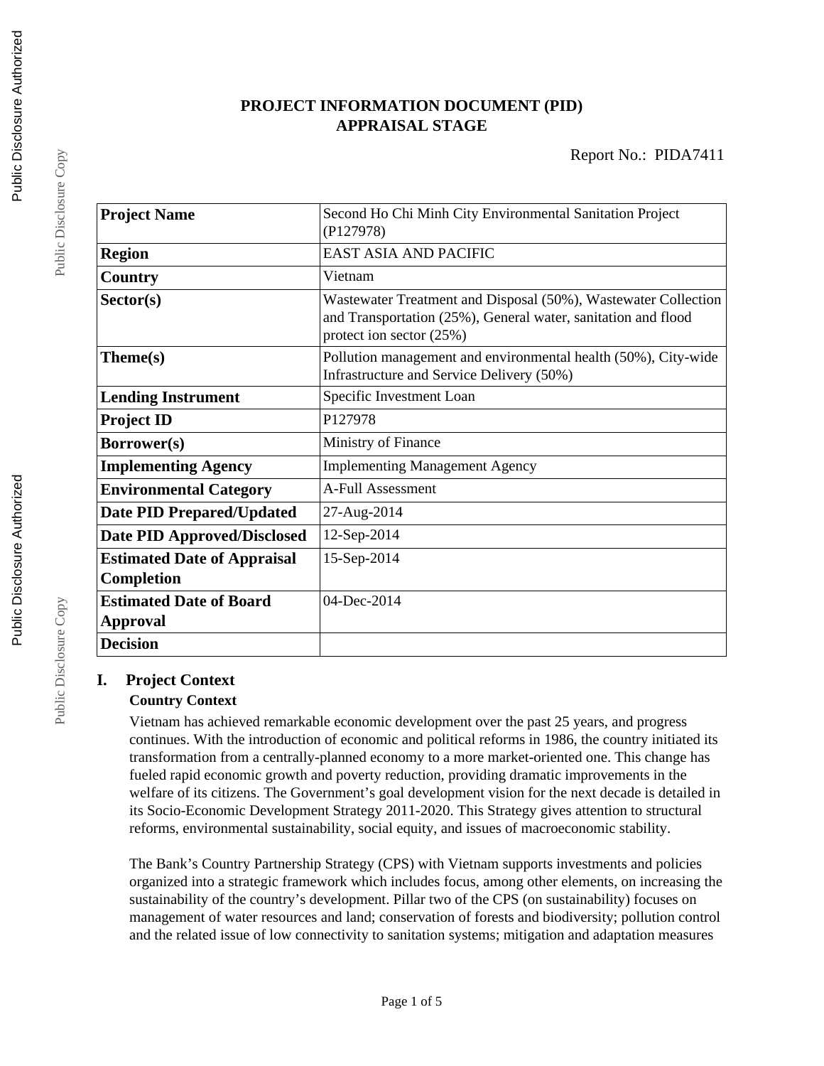# PROJECT INFORMATION DOCUMENT (PID)
## APPRAISAL STAGE

Report No.: PIDA7411

| | |
|---|---|
| **Project Name** | Second Ho Chi Minh City Environmental Sanitation Project (P127978) |
| **Region** | EAST ASIA AND PACIFIC |
| **Country** | Vietnam |
| **Sector(s)** | Wastewater Treatment and Disposal (50%), Wastewater Collection and Transportation (25%), General water, sanitation and flood protect ion sector (25%) |
| **Theme(s)** | Pollution management and environmental health (50%), City-wide Infrastructure and Service Delivery (50%) |
| **Lending Instrument** | Specific Investment Loan |
| **Project ID** | P127978 |
| **Borrower(s)** | Ministry of Finance |
| **Implementing Agency** | Implementing Management Agency |
| **Environmental Category** | A-Full Assessment |
| **Date PID Prepared/Updated** | 27-Aug-2014 |
| **Date PID Approved/Disclosed** | 12-Sep-2014 |
| **Estimated Date of Appraisal Completion** | 15-Sep-2014 |
| **Estimated Date of Board Approval** | 04-Dec-2014 |
| **Decision** | |

## I. Project Context

### Country Context

Vietnam has achieved remarkable economic development over the past 25 years, and progress continues. With the introduction of economic and political reforms in 1986, the country initiated its transformation from a centrally-planned economy to a more market-oriented one. This change has fueled rapid economic growth and poverty reduction, providing dramatic improvements in the welfare of its citizens. The Government's goal development vision for the next decade is detailed in its Socio-Economic Development Strategy 2011-2020. This Strategy gives attention to structural reforms, environmental sustainability, social equity, and issues of macroeconomic stability.

The Bank's Country Partnership Strategy (CPS) with Vietnam supports investments and policies organized into a strategic framework which includes focus, among other elements, on increasing the sustainability of the country's development. Pillar two of the CPS (on sustainability) focuses on management of water resources and land; conservation of forests and biodiversity; pollution control and the related issue of low connectivity to sanitation systems; mitigation and adaptation measures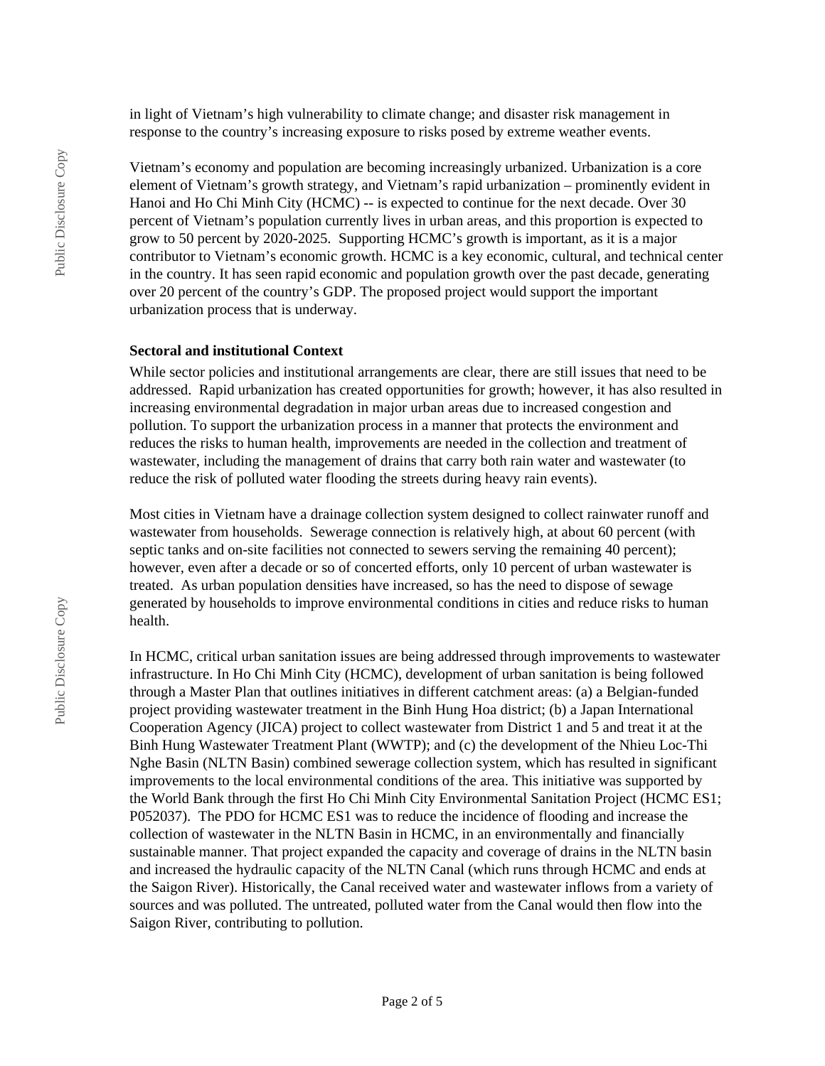in light of Vietnam's high vulnerability to climate change; and disaster risk management in response to the country's increasing exposure to risks posed by extreme weather events.

Vietnam's economy and population are becoming increasingly urbanized. Urbanization is a core element of Vietnam's growth strategy, and Vietnam's rapid urbanization – prominently evident in Hanoi and Ho Chi Minh City (HCMC) -- is expected to continue for the next decade. Over 30 percent of Vietnam's population currently lives in urban areas, and this proportion is expected to grow to 50 percent by 2020-2025. Supporting HCMC's growth is important, as it is a major contributor to Vietnam's economic growth. HCMC is a key economic, cultural, and technical center in the country. It has seen rapid economic and population growth over the past decade, generating over 20 percent of the country's GDP. The proposed project would support the important urbanization process that is underway.

**Sectoral and institutional Context**

While sector policies and institutional arrangements are clear, there are still issues that need to be addressed. Rapid urbanization has created opportunities for growth; however, it has also resulted in increasing environmental degradation in major urban areas due to increased congestion and pollution. To support the urbanization process in a manner that protects the environment and reduces the risks to human health, improvements are needed in the collection and treatment of wastewater, including the management of drains that carry both rain water and wastewater (to reduce the risk of polluted water flooding the streets during heavy rain events).

Most cities in Vietnam have a drainage collection system designed to collect rainwater runoff and wastewater from households. Sewerage connection is relatively high, at about 60 percent (with septic tanks and on-site facilities not connected to sewers serving the remaining 40 percent); however, even after a decade or so of concerted efforts, only 10 percent of urban wastewater is treated. As urban population densities have increased, so has the need to dispose of sewage generated by households to improve environmental conditions in cities and reduce risks to human health.

In HCMC, critical urban sanitation issues are being addressed through improvements to wastewater infrastructure. In Ho Chi Minh City (HCMC), development of urban sanitation is being followed through a Master Plan that outlines initiatives in different catchment areas: (a) a Belgian-funded project providing wastewater treatment in the Binh Hung Hoa district; (b) a Japan International Cooperation Agency (JICA) project to collect wastewater from District 1 and 5 and treat it at the Binh Hung Wastewater Treatment Plant (WWTP); and (c) the development of the Nhieu Loc-Thi Nghe Basin (NLTN Basin) combined sewerage collection system, which has resulted in significant improvements to the local environmental conditions of the area. This initiative was supported by the World Bank through the first Ho Chi Minh City Environmental Sanitation Project (HCMC ES1; P052037). The PDO for HCMC ES1 was to reduce the incidence of flooding and increase the collection of wastewater in the NLTN Basin in HCMC, in an environmentally and financially sustainable manner. That project expanded the capacity and coverage of drains in the NLTN basin and increased the hydraulic capacity of the NLTN Canal (which runs through HCMC and ends at the Saigon River). Historically, the Canal received water and wastewater inflows from a variety of sources and was polluted. The untreated, polluted water from the Canal would then flow into the Saigon River, contributing to pollution.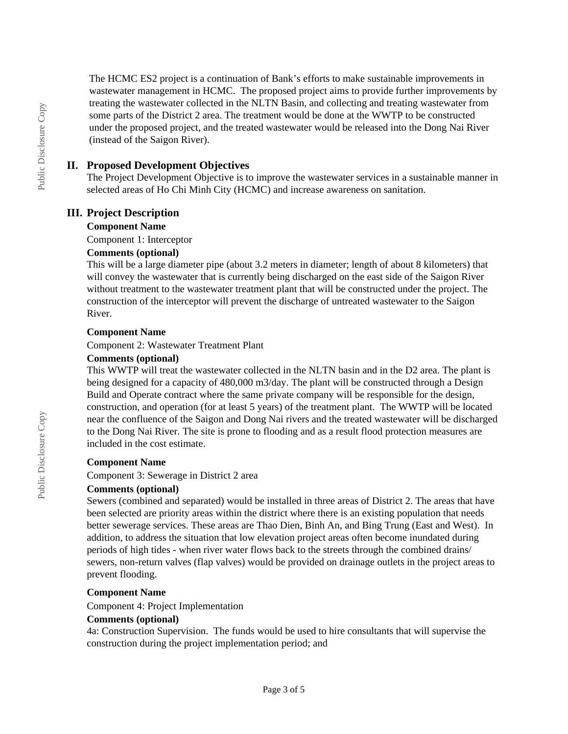The HCMC ES2 project is a continuation of Bank's efforts to make sustainable improvements in wastewater management in HCMC. The proposed project aims to provide further improvements by treating the wastewater collected in the NLTN Basin, and collecting and treating wastewater from some parts of the District 2 area. The treatment would be done at the WWTP to be constructed under the proposed project, and the treated wastewater would be released into the Dong Nai River (instead of the Saigon River).

## II. Proposed Development Objectives

The Project Development Objective is to improve the wastewater services in a sustainable manner in selected areas of Ho Chi Minh City (HCMC) and increase awareness on sanitation.

## III. Project Description

**Component Name**

Component 1: Interceptor

**Comments (optional)**

This will be a large diameter pipe (about 3.2 meters in diameter; length of about 8 kilometers) that will convey the wastewater that is currently being discharged on the east side of the Saigon River without treatment to the wastewater treatment plant that will be constructed under the project. The construction of the interceptor will prevent the discharge of untreated wastewater to the Saigon River.

**Component Name**

Component 2: Wastewater Treatment Plant

**Comments (optional)**

This WWTP will treat the wastewater collected in the NLTN basin and in the D2 area. The plant is being designed for a capacity of 480,000 m3/day. The plant will be constructed through a Design Build and Operate contract where the same private company will be responsible for the design, construction, and operation (for at least 5 years) of the treatment plant. The WWTP will be located near the confluence of the Saigon and Dong Nai rivers and the treated wastewater will be discharged to the Dong Nai River. The site is prone to flooding and as a result flood protection measures are included in the cost estimate.

**Component Name**

Component 3: Sewerage in District 2 area

**Comments (optional)**

Sewers (combined and separated) would be installed in three areas of District 2. The areas that have been selected are priority areas within the district where there is an existing population that needs better sewerage services. These areas are Thao Dien, Binh An, and Bing Trung (East and West). In addition, to address the situation that low elevation project areas often become inundated during periods of high tides - when river water flows back to the streets through the combined drains/ sewers, non-return valves (flap valves) would be provided on drainage outlets in the project areas to prevent flooding.

**Component Name**

Component 4: Project Implementation

**Comments (optional)**

4a: Construction Supervision. The funds would be used to hire consultants that will supervise the construction during the project implementation period; and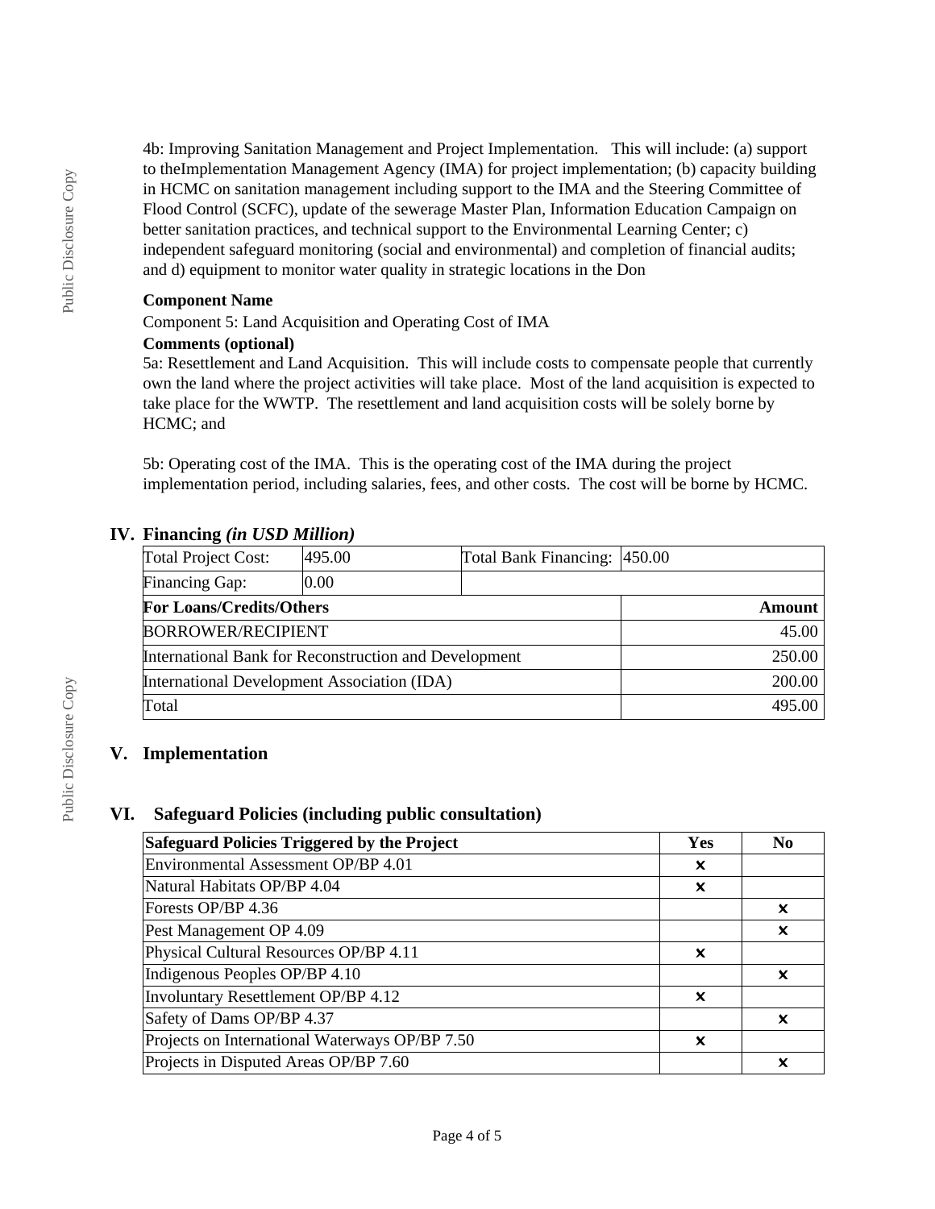4b: Improving Sanitation Management and Project Implementation. This will include: (a) support to theImplementation Management Agency (IMA) for project implementation; (b) capacity building in HCMC on sanitation management including support to the IMA and the Steering Committee of Flood Control (SCFC), update of the sewerage Master Plan, Information Education Campaign on better sanitation practices, and technical support to the Environmental Learning Center; c) independent safeguard monitoring (social and environmental) and completion of financial audits; and d) equipment to monitor water quality in strategic locations in the Don

**Component Name**

Component 5: Land Acquisition and Operating Cost of IMA

**Comments (optional)**

5a: Resettlement and Land Acquisition. This will include costs to compensate people that currently own the land where the project activities will take place. Most of the land acquisition is expected to take place for the WWTP. The resettlement and land acquisition costs will be solely borne by HCMC; and

5b: Operating cost of the IMA. This is the operating cost of the IMA during the project implementation period, including salaries, fees, and other costs. The cost will be borne by HCMC.

## IV. Financing *(in USD Million)*

| | | | |
|---|---|---|---|
| Total Project Cost: | 495.00 | Total Bank Financing: | 450.00 |
| Financing Gap: | 0.00 | | |

| For Loans/Credits/Others | Amount |
|---|---|
| BORROWER/RECIPIENT | 45.00 |
| International Bank for Reconstruction and Development | 250.00 |
| International Development Association (IDA) | 200.00 |
| Total | 495.00 |

## V. Implementation

## VI. Safeguard Policies (including public consultation)

| Safeguard Policies Triggered by the Project | Yes | No |
|---|---|---|
| Environmental Assessment OP/BP 4.01 | x | |
| Natural Habitats OP/BP 4.04 | x | |
| Forests OP/BP 4.36 | | x |
| Pest Management OP 4.09 | | x |
| Physical Cultural Resources OP/BP 4.11 | x | |
| Indigenous Peoples OP/BP 4.10 | | x |
| Involuntary Resettlement OP/BP 4.12 | x | |
| Safety of Dams OP/BP 4.37 | | x |
| Projects on International Waterways OP/BP 7.50 | x | |
| Projects in Disputed Areas OP/BP 7.60 | | x |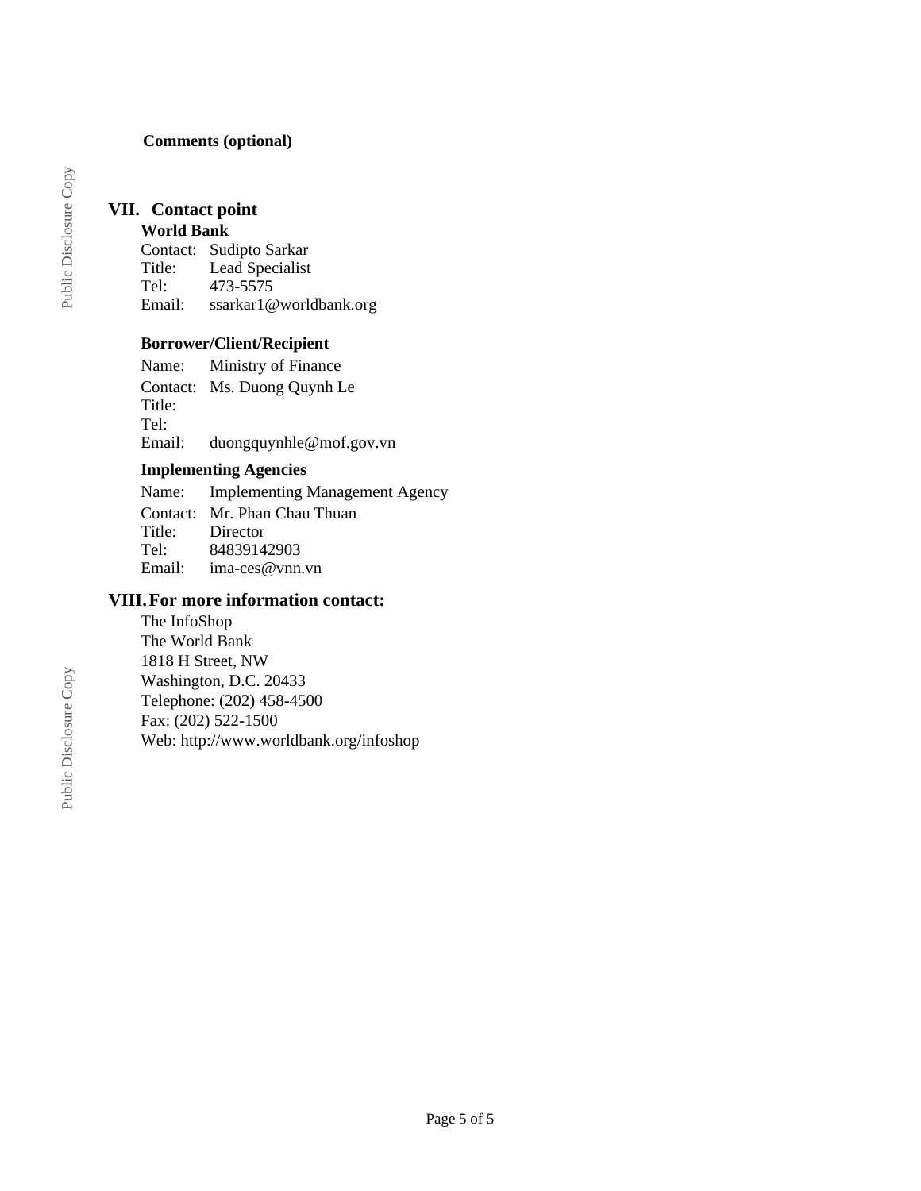**Comments (optional)**

## VII. Contact point

**World Bank**

Contact: Sudipto Sarkar
Title: Lead Specialist
Tel: 473-5575
Email: ssarkar1@worldbank.org

**Borrower/Client/Recipient**

Name: Ministry of Finance
Contact: Ms. Duong Quynh Le
Title:
Tel:
Email: duongquynhle@mof.gov.vn

**Implementing Agencies**

Name: Implementing Management Agency
Contact: Mr. Phan Chau Thuan
Title: Director
Tel: 84839142903
Email: ima-ces@vnn.vn

## VIII. For more information contact:

The InfoShop
The World Bank
1818 H Street, NW
Washington, D.C. 20433
Telephone: (202) 458-4500
Fax: (202) 522-1500
Web: http://www.worldbank.org/infoshop